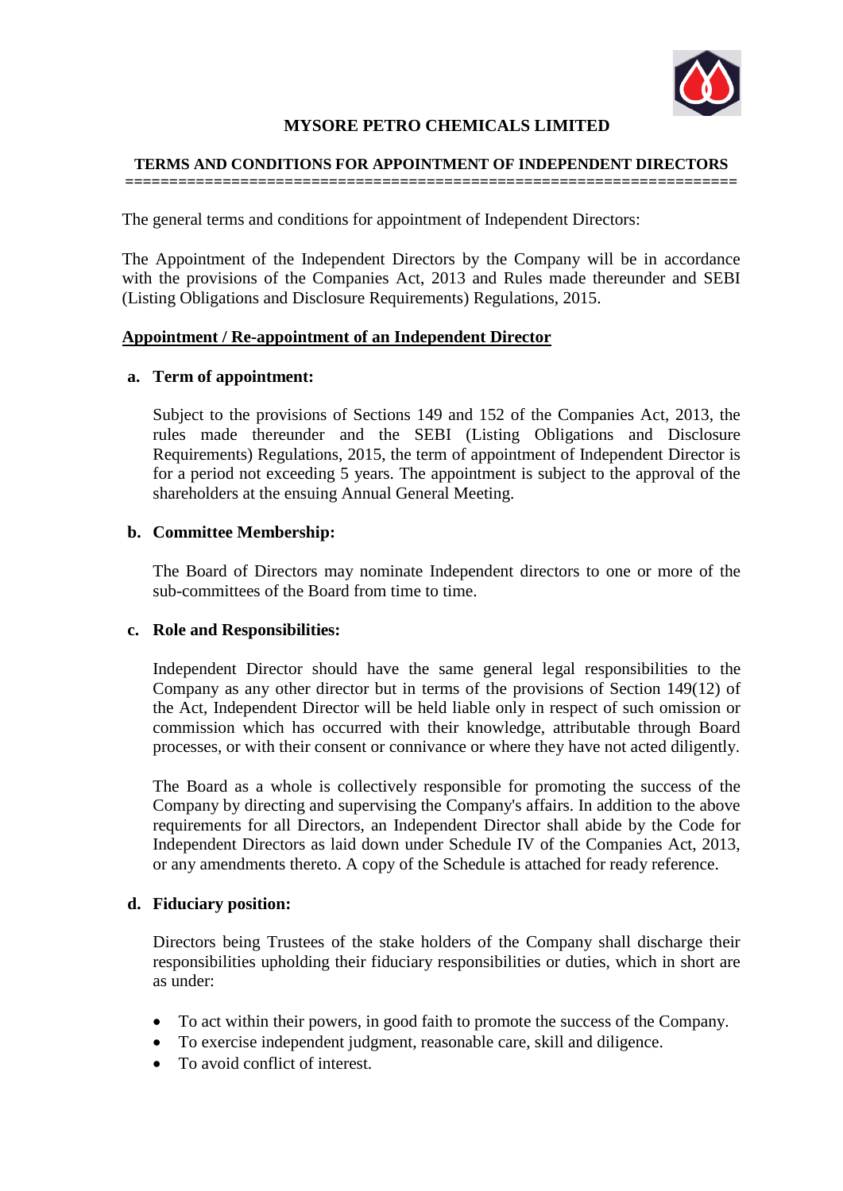# MYSORE PETRO CHEMICALS LIMITED

## TERMS AND CONDITIONS FOR APPOINTMENT OF INDEPENDENT DIRECTORS

The general terms and conditions for appointment of Independent Directors:

The Appointment of the Independent Directors by the Company will be in accordance with the provisions of the Companies Act, 2013 and Rules made thereunder and SEBI (Listing Obligations and Disclosure Requirements) Regulations, 2015.

**Appointment / Re-appointment of an Independent Director**

**a. Term of appointment:**

Subject to the provisions of Sections 149 and 152 of the Companies Act, 2013, the rules made thereunder and the SEBI (Listing Obligations and Disclosure Requirements) Regulations, 2015, the term of appointment of Independent Director is for a period not exceeding 5 years. The appointment is subject to the approval of the shareholders at the ensuing Annual General Meeting.

**b. Committee Membership:**

The Board of Directors may nominate Independent directors to one or more of the sub-committees of the Board from time to time.

**c. Role and Responsibilities:**

Independent Director should have the same general legal responsibilities to the Company as any other director but in terms of the provisions of Section 149(12) of the Act, Independent Director will be held liable only in respect of such omission or commission which has occurred with their knowledge, attributable through Board processes, or with their consent or connivance or where they have not acted diligently.

The Board as a whole is collectively responsible for promoting the success of the Company by directing and supervising the Company's affairs. In addition to the above requirements for all Directors, an Independent Director shall abide by the Code for Independent Directors as laid down under Schedule IV of the Companies Act, 2013, or any amendments thereto. A copy of the Schedule is attached for ready reference.

**d. Fiduciary position:**

Directors being Trustees of the stake holders of the Company shall discharge their responsibilities upholding their fiduciary responsibilities or duties, which in short are as under:

- To act within their powers, in good faith to promote the success of the Company.
- To exercise independent judgment, reasonable care, skill and diligence.
- To avoid conflict of interest.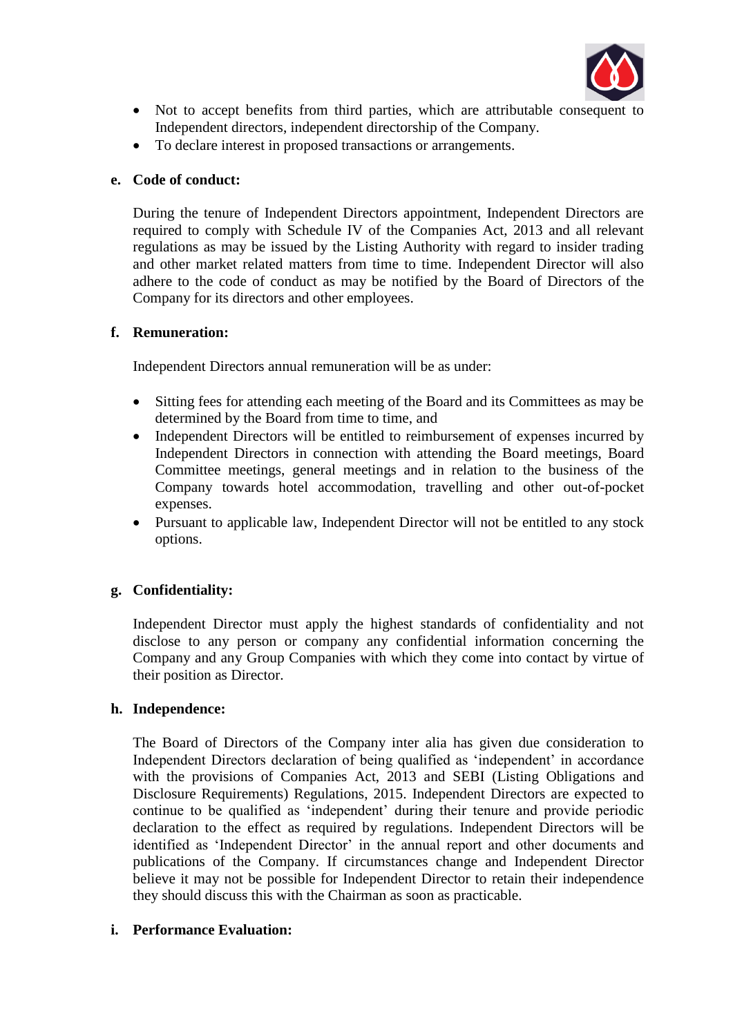- Not to accept benefits from third parties, which are attributable consequent to Independent directors, independent directorship of the Company.
- To declare interest in proposed transactions or arrangements.

**e. Code of conduct:**

During the tenure of Independent Directors appointment, Independent Directors are required to comply with Schedule IV of the Companies Act, 2013 and all relevant regulations as may be issued by the Listing Authority with regard to insider trading and other market related matters from time to time. Independent Director will also adhere to the code of conduct as may be notified by the Board of Directors of the Company for its directors and other employees.

**f. Remuneration:**

Independent Directors annual remuneration will be as under:

- Sitting fees for attending each meeting of the Board and its Committees as may be determined by the Board from time to time, and
- Independent Directors will be entitled to reimbursement of expenses incurred by Independent Directors in connection with attending the Board meetings, Board Committee meetings, general meetings and in relation to the business of the Company towards hotel accommodation, travelling and other out-of-pocket expenses.
- Pursuant to applicable law, Independent Director will not be entitled to any stock options.

**g. Confidentiality:**

Independent Director must apply the highest standards of confidentiality and not disclose to any person or company any confidential information concerning the Company and any Group Companies with which they come into contact by virtue of their position as Director.

**h. Independence:**

The Board of Directors of the Company inter alia has given due consideration to Independent Directors declaration of being qualified as 'independent' in accordance with the provisions of Companies Act, 2013 and SEBI (Listing Obligations and Disclosure Requirements) Regulations, 2015. Independent Directors are expected to continue to be qualified as 'independent' during their tenure and provide periodic declaration to the effect as required by regulations. Independent Directors will be identified as 'Independent Director' in the annual report and other documents and publications of the Company. If circumstances change and Independent Director believe it may not be possible for Independent Director to retain their independence they should discuss this with the Chairman as soon as practicable.

**i. Performance Evaluation:**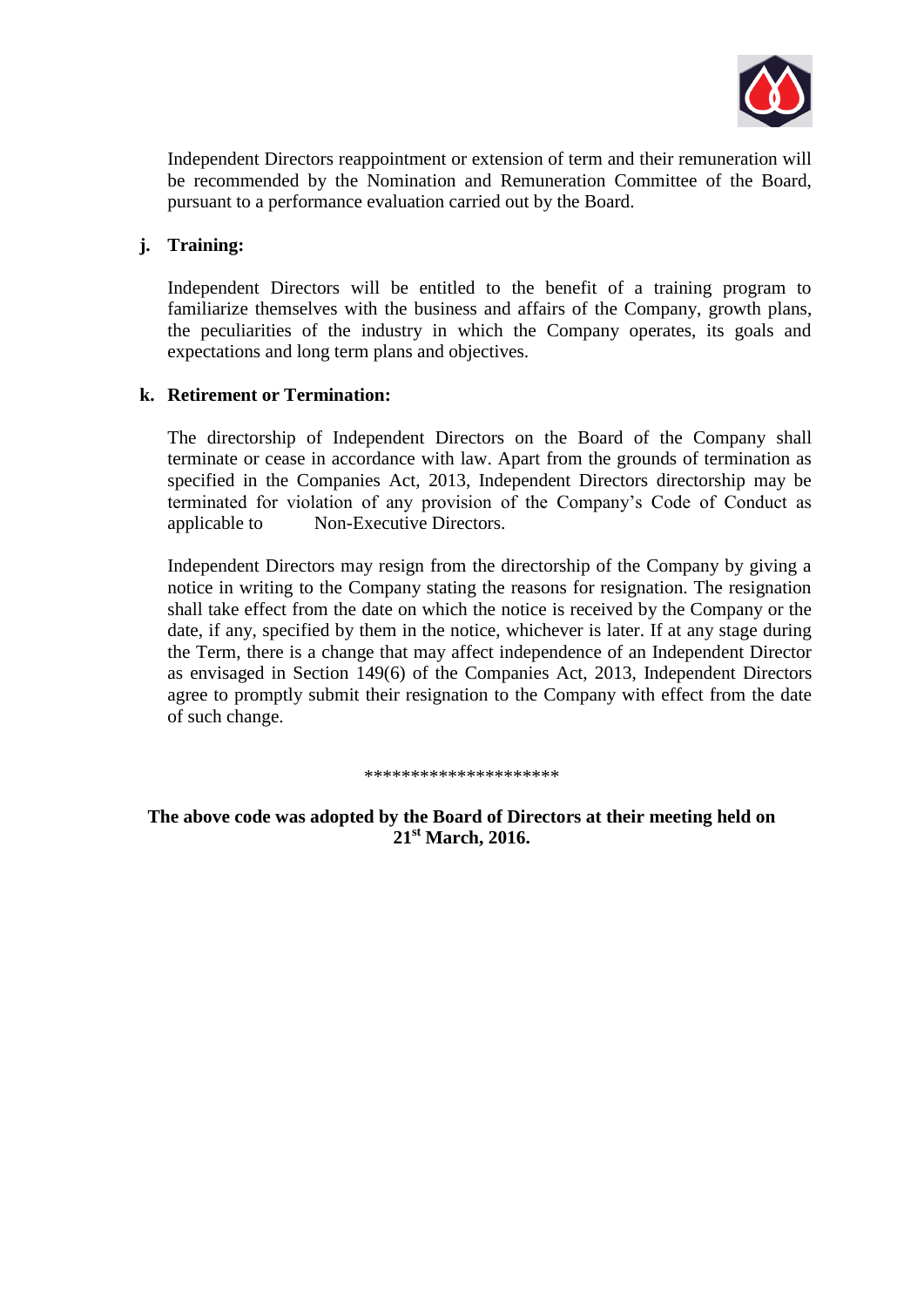Independent Directors reappointment or extension of term and their remuneration will be recommended by the Nomination and Remuneration Committee of the Board, pursuant to a performance evaluation carried out by the Board.

**j. Training:**

Independent Directors will be entitled to the benefit of a training program to familiarize themselves with the business and affairs of the Company, growth plans, the peculiarities of the industry in which the Company operates, its goals and expectations and long term plans and objectives.

**k. Retirement or Termination:**

The directorship of Independent Directors on the Board of the Company shall terminate or cease in accordance with law. Apart from the grounds of termination as specified in the Companies Act, 2013, Independent Directors directorship may be terminated for violation of any provision of the Company's Code of Conduct as applicable to Non-Executive Directors.

Independent Directors may resign from the directorship of the Company by giving a notice in writing to the Company stating the reasons for resignation. The resignation shall take effect from the date on which the notice is received by the Company or the date, if any, specified by them in the notice, whichever is later. If at any stage during the Term, there is a change that may affect independence of an Independent Director as envisaged in Section 149(6) of the Companies Act, 2013, Independent Directors agree to promptly submit their resignation to the Company with effect from the date of such change.

*********************

**The above code was adopted by the Board of Directors at their meeting held on 21st March, 2016.**